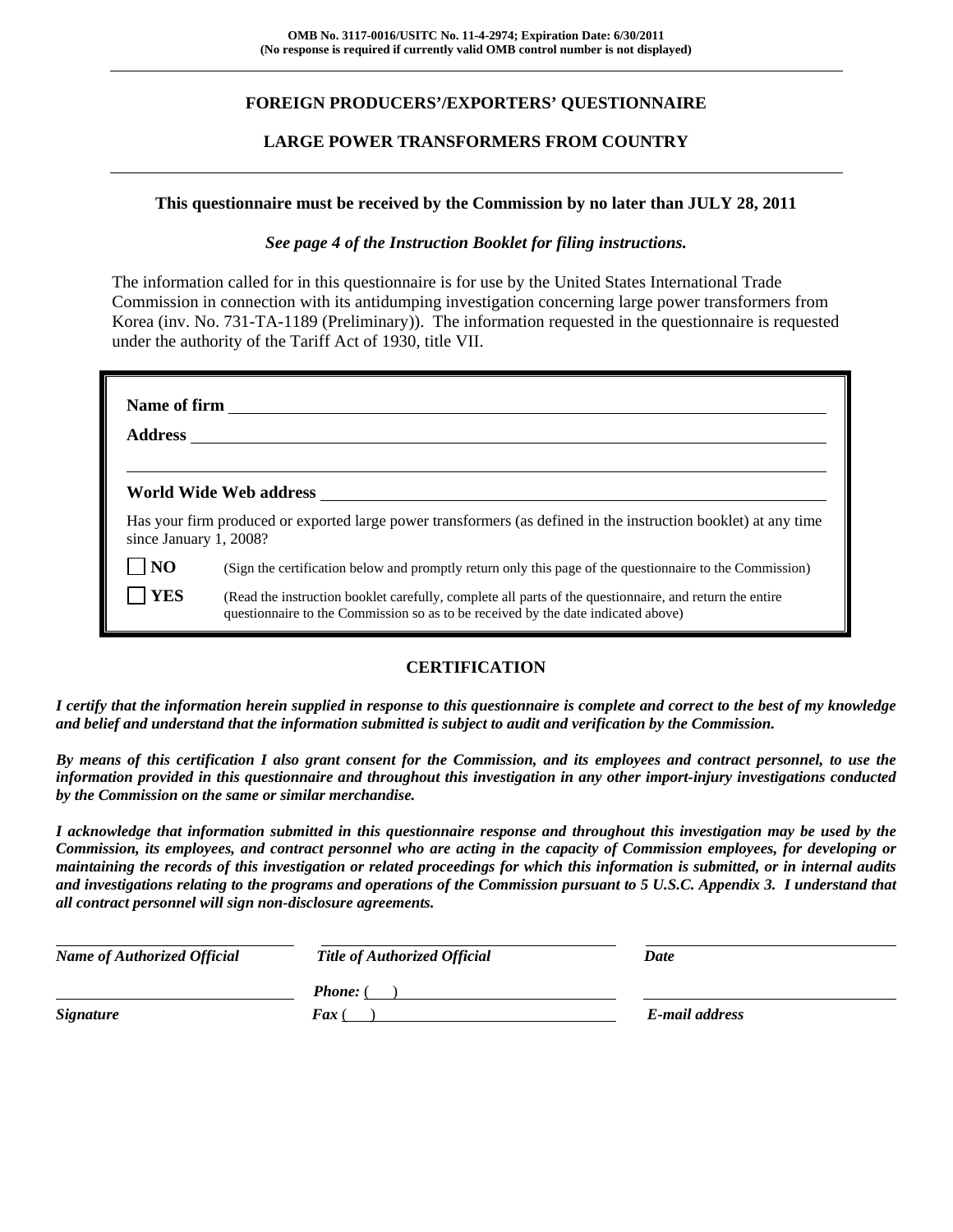**OMB No. 3117-0016/USITC No. 11-4-2974; Expiration Date: 6/30/2011**
**(No response is required if currently valid OMB control number is not displayed)**

---

## FOREIGN PRODUCERS'/EXPORTERS' QUESTIONNAIRE

## LARGE POWER TRANSFORMERS FROM COUNTRY

---

**This questionnaire must be received by the Commission by no later than JULY 28, 2011**

***See page 4 of the Instruction Booklet for filing instructions.***

The information called for in this questionnaire is for use by the United States International Trade Commission in connection with its antidumping investigation concerning large power transformers from Korea (inv. No. 731-TA-1189 (Preliminary)). The information requested in the questionnaire is requested under the authority of the Tariff Act of 1930, title VII.

**Name of firm** ______________________________

**Address** ______________________________

______________________________

**World Wide Web address** ______________________________

Has your firm produced or exported large power transformers (as defined in the instruction booklet) at any time since January 1, 2008?

☐ **NO** (Sign the certification below and promptly return only this page of the questionnaire to the Commission)

☐ **YES** (Read the instruction booklet carefully, complete all parts of the questionnaire, and return the entire questionnaire to the Commission so as to be received by the date indicated above)

### CERTIFICATION

***I certify that the information herein supplied in response to this questionnaire is complete and correct to the best of my knowledge and belief and understand that the information submitted is subject to audit and verification by the Commission.***

***By means of this certification I also grant consent for the Commission, and its employees and contract personnel, to use the information provided in this questionnaire and throughout this investigation in any other import-injury investigations conducted by the Commission on the same or similar merchandise.***

***I acknowledge that information submitted in this questionnaire response and throughout this investigation may be used by the Commission, its employees, and contract personnel who are acting in the capacity of Commission employees, for developing or maintaining the records of this investigation or related proceedings for which this information is submitted, or in internal audits and investigations relating to the programs and operations of the Commission pursuant to 5 U.S.C. Appendix 3. I understand that all contract personnel will sign non-disclosure agreements.***

| ______________________ | ______________________ | ______________________ |
|---|---|---|
| ***Name of Authorized Official*** | ***Title of Authorized Official*** | ***Date*** |
| ______________________ | ***Phone:*** (    ) ______________ | ______________________ |
| ***Signature*** | ***Fax*** (    ) ______________ | ***E-mail address*** |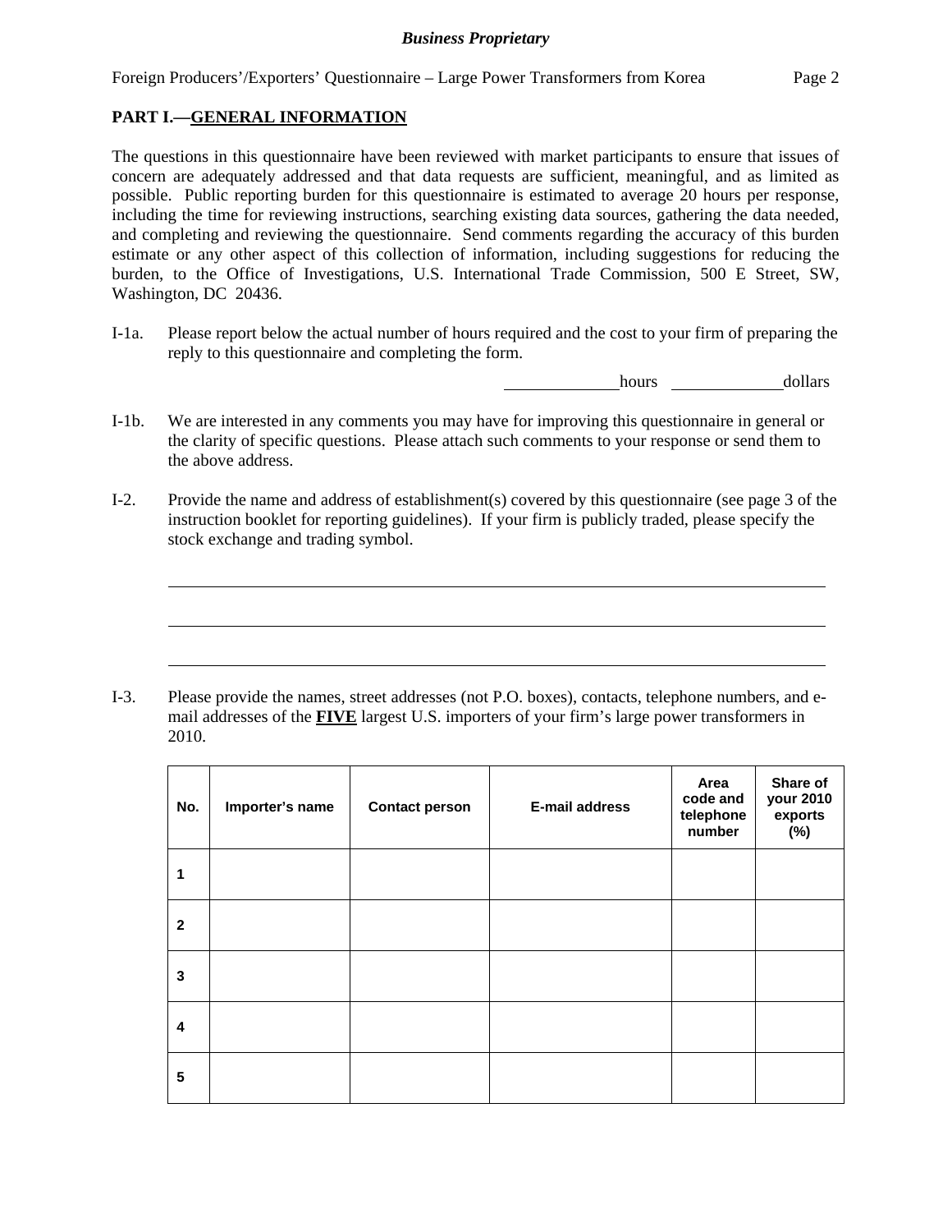## PART I.—GENERAL INFORMATION

The questions in this questionnaire have been reviewed with market participants to ensure that issues of concern are adequately addressed and that data requests are sufficient, meaningful, and as limited as possible. Public reporting burden for this questionnaire is estimated to average 20 hours per response, including the time for reviewing instructions, searching existing data sources, gathering the data needed, and completing and reviewing the questionnaire. Send comments regarding the accuracy of this burden estimate or any other aspect of this collection of information, including suggestions for reducing the burden, to the Office of Investigations, U.S. International Trade Commission, 500 E Street, SW, Washington, DC 20436.

I-1a. Please report below the actual number of hours required and the cost to your firm of preparing the reply to this questionnaire and completing the form.

______________ hours ______________ dollars

I-1b. We are interested in any comments you may have for improving this questionnaire in general or the clarity of specific questions. Please attach such comments to your response or send them to the above address.

I-2. Provide the name and address of establishment(s) covered by this questionnaire (see page 3 of the instruction booklet for reporting guidelines). If your firm is publicly traded, please specify the stock exchange and trading symbol.

________________________________________________________________________________

________________________________________________________________________________

________________________________________________________________________________

I-3. Please provide the names, street addresses (not P.O. boxes), contacts, telephone numbers, and e-mail addresses of the **FIVE** largest U.S. importers of your firm's large power transformers in 2010.

| No. | Importer's name | Contact person | E-mail address | Area code and telephone number | Share of your 2010 exports (%) |
|---|---|---|---|---|---|
| 1 | | | | | |
| 2 | | | | | |
| 3 | | | | | |
| 4 | | | | | |
| 5 | | | | | |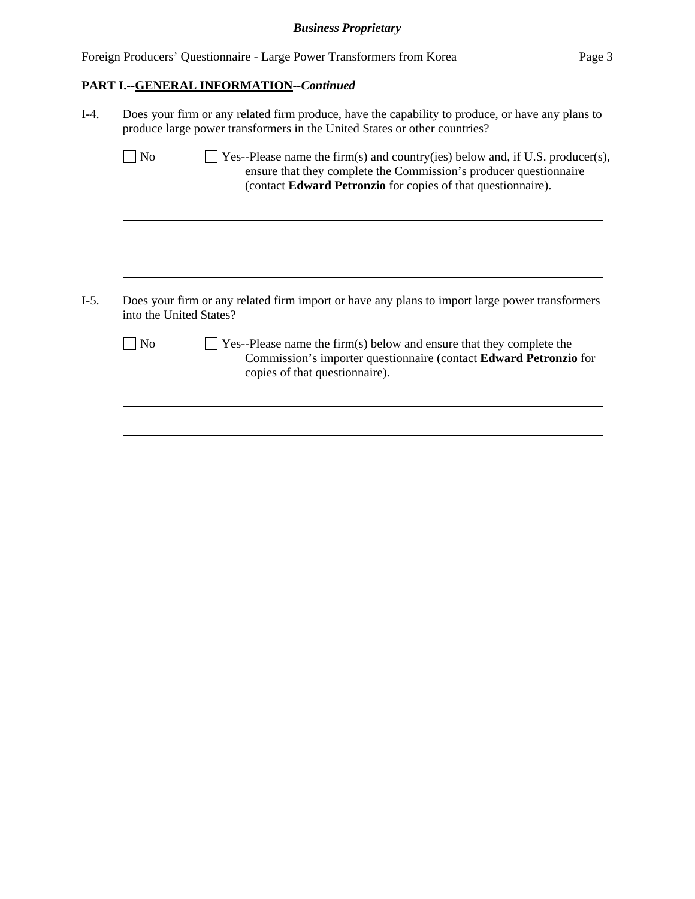**PART I.--GENERAL INFORMATION--*Continued***

I-4. Does your firm or any related firm produce, have the capability to produce, or have any plans to produce large power transformers in the United States or other countries?

☐ No ☐ Yes--Please name the firm(s) and country(ies) below and, if U.S. producer(s), ensure that they complete the Commission's producer questionnaire (contact **Edward Petronzio** for copies of that questionnaire).

______________________________________________________________________

______________________________________________________________________

______________________________________________________________________

I-5. Does your firm or any related firm import or have any plans to import large power transformers into the United States?

☐ No ☐ Yes--Please name the firm(s) below and ensure that they complete the Commission's importer questionnaire (contact **Edward Petronzio** for copies of that questionnaire).

______________________________________________________________________

______________________________________________________________________

______________________________________________________________________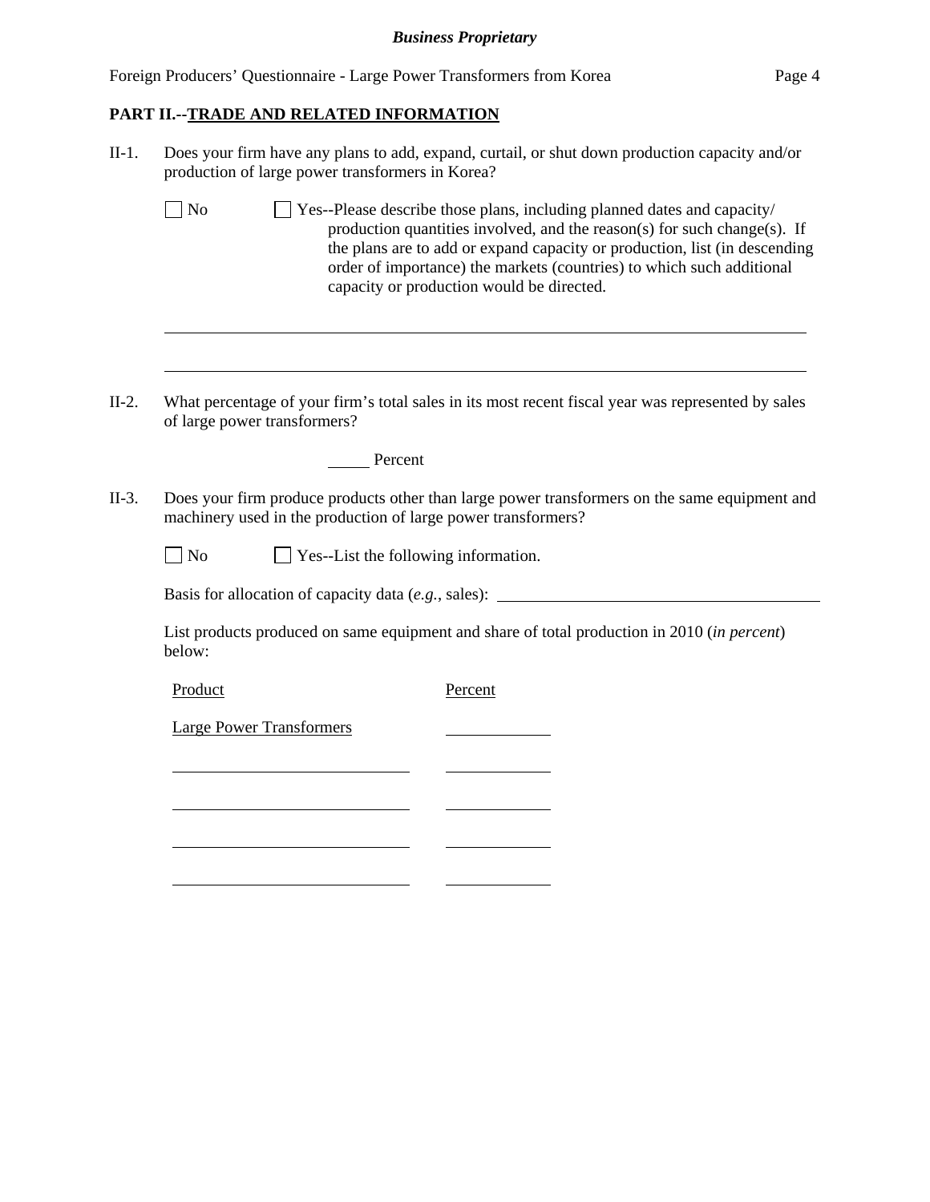**PART II.--TRADE AND RELATED INFORMATION**

II-1. Does your firm have any plans to add, expand, curtail, or shut down production capacity and/or production of large power transformers in Korea?

☐ No ☐ Yes--Please describe those plans, including planned dates and capacity/ production quantities involved, and the reason(s) for such change(s). If the plans are to add or expand capacity or production, list (in descending order of importance) the markets (countries) to which such additional capacity or production would be directed.

\_\_\_\_\_\_\_\_\_\_\_\_\_\_\_\_\_\_\_\_\_\_\_\_\_\_\_\_\_\_\_\_\_\_\_\_\_\_\_\_\_\_\_\_\_\_\_\_\_\_\_\_\_\_\_\_\_\_\_\_\_\_\_\_\_\_\_\_\_\_

\_\_\_\_\_\_\_\_\_\_\_\_\_\_\_\_\_\_\_\_\_\_\_\_\_\_\_\_\_\_\_\_\_\_\_\_\_\_\_\_\_\_\_\_\_\_\_\_\_\_\_\_\_\_\_\_\_\_\_\_\_\_\_\_\_\_\_\_\_\_

II-2. What percentage of your firm's total sales in its most recent fiscal year was represented by sales of large power transformers?

\_\_\_\_\_ Percent

II-3. Does your firm produce products other than large power transformers on the same equipment and machinery used in the production of large power transformers?

☐ No ☐ Yes--List the following information.

Basis for allocation of capacity data (*e.g.*, sales): \_\_\_\_\_\_\_\_\_\_\_\_\_\_\_\_\_\_\_\_\_\_\_\_\_\_\_\_\_\_\_\_

List products produced on same equipment and share of total production in 2010 (*in percent*) below:

| Product | Percent |
|---|---|
| Large Power Transformers | |
| | |
| | |
| | |
| | |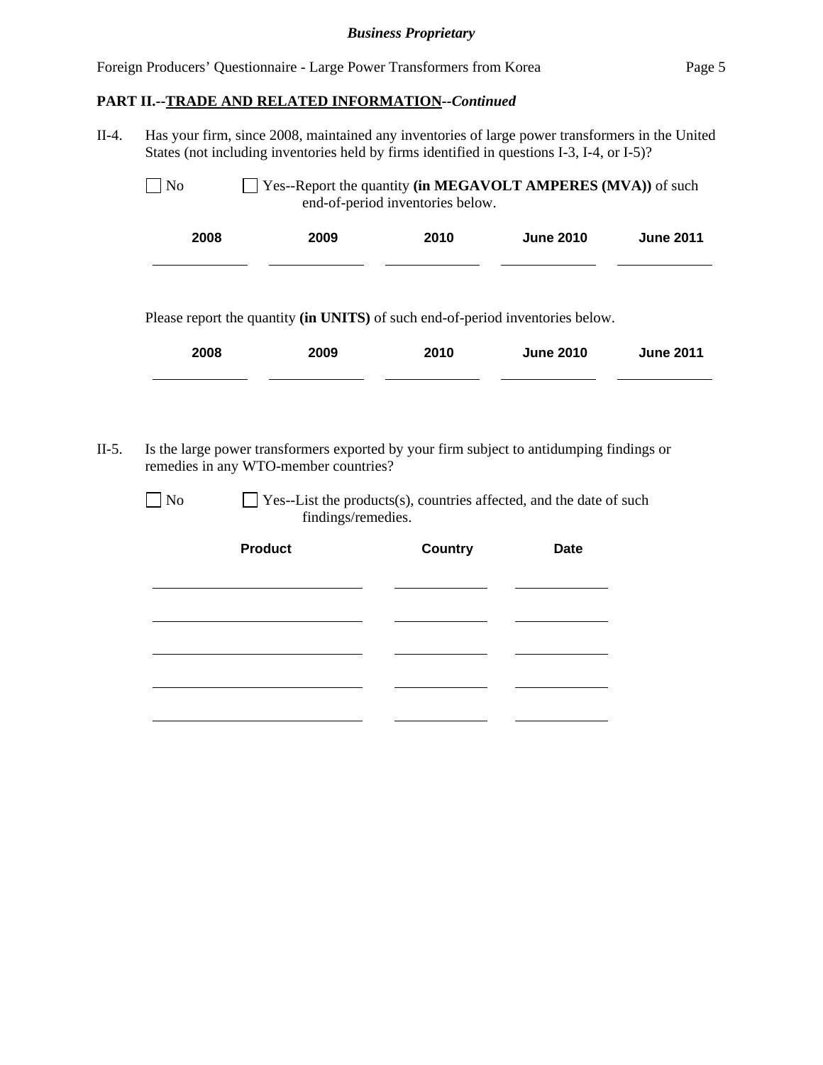***Business Proprietary***

## PART II.--TRADE AND RELATED INFORMATION--*Continued*

II-4. Has your firm, since 2008, maintained any inventories of large power transformers in the United States (not including inventories held by firms identified in questions I-3, I-4, or I-5)?

☐ No ☐ Yes--Report the quantity **(in MEGAVOLT AMPERES (MVA))** of such end-of-period inventories below.

| 2008 | 2009 | 2010 | June 2010 | June 2011 |
|---|---|---|---|---|
| | | | | |

Please report the quantity **(in UNITS)** of such end-of-period inventories below.

| 2008 | 2009 | 2010 | June 2010 | June 2011 |
|---|---|---|---|---|
| | | | | |

II-5. Is the large power transformers exported by your firm subject to antidumping findings or remedies in any WTO-member countries?

☐ No ☐ Yes--List the products(s), countries affected, and the date of such findings/remedies.

| Product | Country | Date |
|---|---|---|
| | | |
| | | |
| | | |
| | | |
| | | |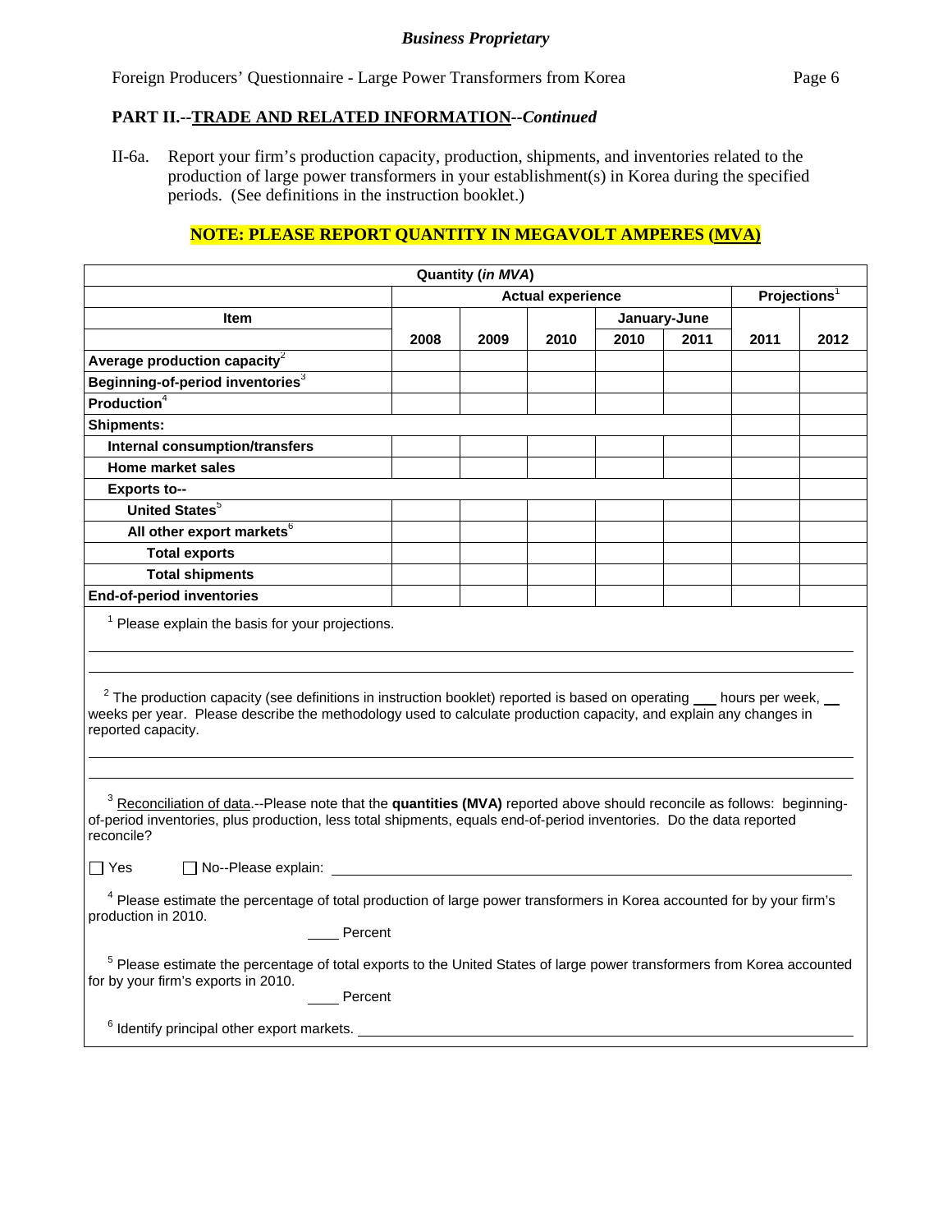*Business Proprietary*

Foreign Producers' Questionnaire - Large Power Transformers from Korea

## PART II.--TRADE AND RELATED INFORMATION--*Continued*

II-6a. Report your firm's production capacity, production, shipments, and inventories related to the production of large power transformers in your establishment(s) in Korea during the specified periods. (See definitions in the instruction booklet.)

**NOTE: PLEASE REPORT QUANTITY IN MEGAVOLT AMPERES (MVA)**

| Quantity (*in MVA*) | | | | | | | |
|---|---|---|---|---|---|---|---|
| | Actual experience | | | | | Projections[1] | |
| Item | | | | January-June | | | |
| | 2008 | 2009 | 2010 | 2010 | 2011 | 2011 | 2012 |
| Average production capacity[2] | | | | | | | |
| Beginning-of-period inventories[3] | | | | | | | |
| Production[4] | | | | | | | |
| Shipments: | | | | | | | |
| Internal consumption/transfers | | | | | | | |
| Home market sales | | | | | | | |
| Exports to-- | | | | | | | |
| United States[5] | | | | | | | |
| All other export markets[6] | | | | | | | |
| Total exports | | | | | | | |
| Total shipments | | | | | | | |
| End-of-period inventories | | | | | | | |

[1] Please explain the basis for your projections.

___________________________________________________________________________

___________________________________________________________________________

[2] The production capacity (see definitions in instruction booklet) reported is based on operating ___ hours per week, ___ weeks per year. Please describe the methodology used to calculate production capacity, and explain any changes in reported capacity.

___________________________________________________________________________

___________________________________________________________________________

[3] Reconciliation of data.--Please note that the **quantities (MVA)** reported above should reconcile as follows: beginning-of-period inventories, plus production, less total shipments, equals end-of-period inventories. Do the data reported reconcile?

☐ Yes ☐ No--Please explain: ____________________________________________

[4] Please estimate the percentage of total production of large power transformers in Korea accounted for by your firm's production in 2010.

____ Percent

[5] Please estimate the percentage of total exports to the United States of large power transformers from Korea accounted for by your firm's exports in 2010.

____ Percent

[6] Identify principal other export markets. ____________________________________________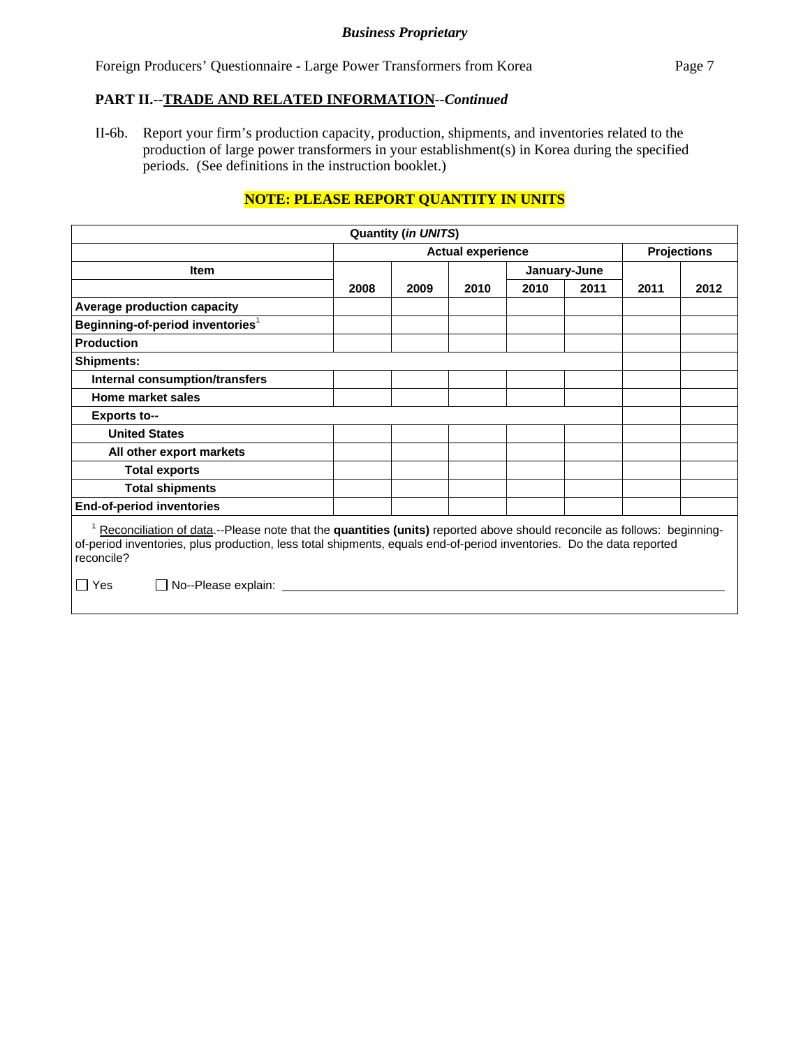*Business Proprietary*

Foreign Producers' Questionnaire - Large Power Transformers from Korea

## PART II.--TRADE AND RELATED INFORMATION--*Continued*

II-6b. Report your firm's production capacity, production, shipments, and inventories related to the production of large power transformers in your establishment(s) in Korea during the specified periods. (See definitions in the instruction booklet.)

**NOTE: PLEASE REPORT QUANTITY IN UNITS**

| Quantity (*in UNITS*) | | | | | | | |
|---|---|---|---|---|---|---|---|
| | Actual experience | | | | | Projections | |
| Item | | | | January-June | | | |
| | 2008 | 2009 | 2010 | 2010 | 2011 | 2011 | 2012 |
| Average production capacity | | | | | | | |
| Beginning-of-period inventories[1] | | | | | | | |
| Production | | | | | | | |
| Shipments: | | | | | | | |
| Internal consumption/transfers | | | | | | | |
| Home market sales | | | | | | | |
| Exports to-- | | | | | | | |
| United States | | | | | | | |
| All other export markets | | | | | | | |
| Total exports | | | | | | | |
| Total shipments | | | | | | | |
| End-of-period inventories | | | | | | | |

[1] Reconciliation of data.--Please note that the **quantities (units)** reported above should reconcile as follows: beginning-of-period inventories, plus production, less total shipments, equals end-of-period inventories. Do the data reported reconcile?

☐ Yes ☐ No--Please explain: ____________________